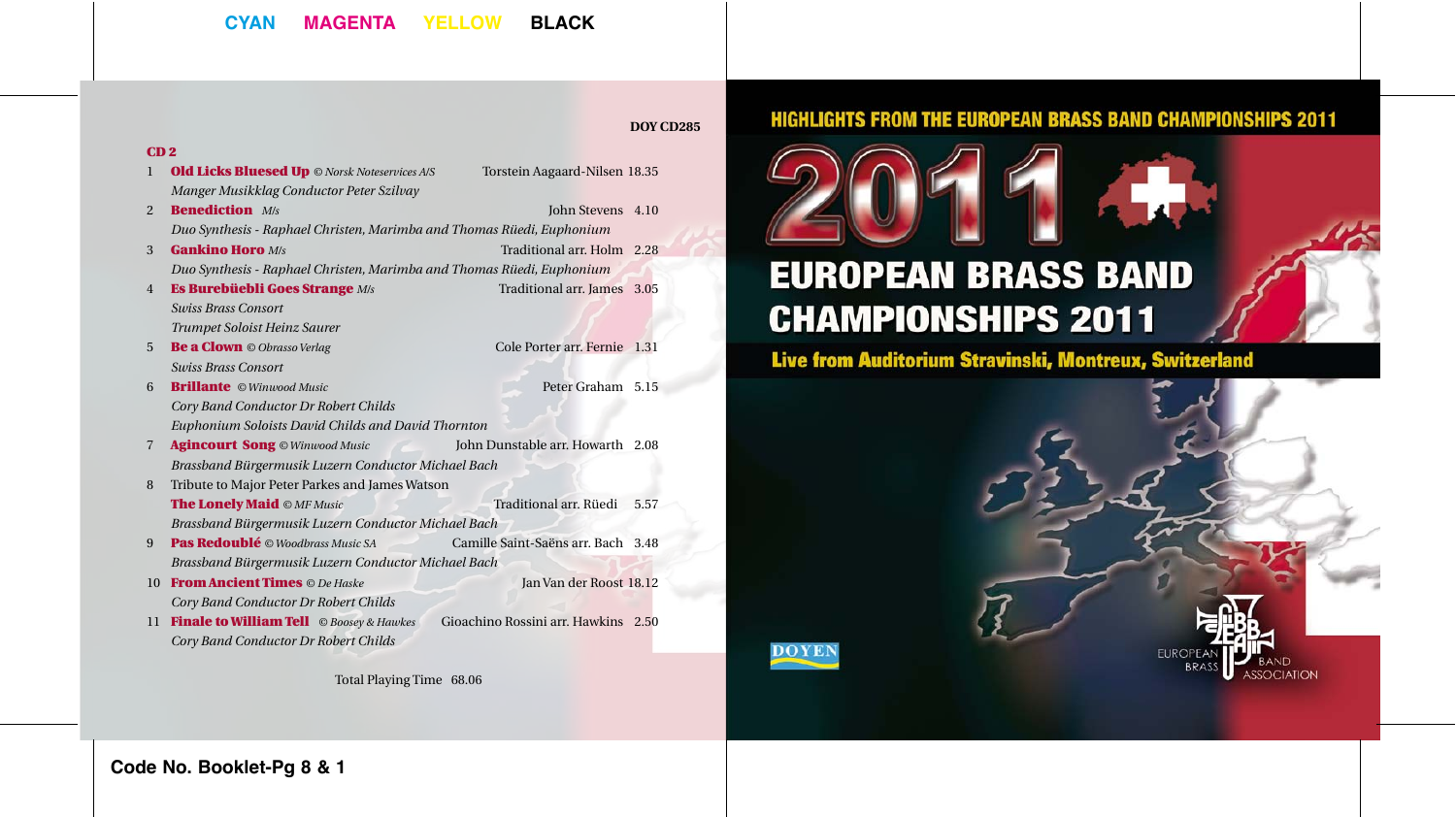**DOY CD285**

**CD 2**

1 **Old Licks Bluesed Up** *© Norsk Noteservices A/S* — Torstein Aagaard-Nilsen 18.35
*Manger Musikklag Conductor Peter Szilvay*

2 **Benediction** *M/s* — John Stevens 4.10
*Duo Synthesis - Raphael Christen, Marimba and Thomas Rüedi, Euphonium*

3 **Gankino Horo** *M/s* — Traditional arr. Holm 2.28
*Duo Synthesis - Raphael Christen, Marimba and Thomas Rüedi, Euphonium*

4 **Es Burebüebli Goes Strange** *M/s* — Traditional arr. James 3.05
*Swiss Brass Consort*
*Trumpet Soloist Heinz Saurer*

5 **Be a Clown** *© Obrasso Verlag* — Cole Porter arr. Fernie 1.31
*Swiss Brass Consort*

6 **Brillante** *© Winwood Music* — Peter Graham 5.15
*Cory Band Conductor Dr Robert Childs*
*Euphonium Soloists David Childs and David Thornton*

7 **Agincourt Song** *© Winwood Music* — John Dunstable arr. Howarth 2.08
*Brassband Bürgermusik Luzern Conductor Michael Bach*

8 Tribute to Major Peter Parkes and James Watson
**The Lonely Maid** *© MF Music* — Traditional arr. Rüedi 5.57
*Brassband Bürgermusik Luzern Conductor Michael Bach*

9 **Pas Redoublé** *© Woodbrass Music SA* — Camille Saint-Saëns arr. Bach 3.48
*Brassband Bürgermusik Luzern Conductor Michael Bach*

10 **From Ancient Times** *© De Haske* — Jan Van der Roost 18.12
*Cory Band Conductor Dr Robert Childs*

11 **Finale to William Tell** *© Boosey & Hawkes* — Gioachino Rossini arr. Hawkins 2.50
*Cory Band Conductor Dr Robert Childs*

Total Playing Time 68.06

HIGHLIGHTS FROM THE EUROPEAN BRASS BAND CHAMPIONSHIPS 2011

# 2011

# EUROPEAN BRASS BAND CHAMPIONSHIPS 2011

## Live from Auditorium Stravinski, Montreux, Switzerland

DOYEN

EUROPEAN BRASS BAND ASSOCIATION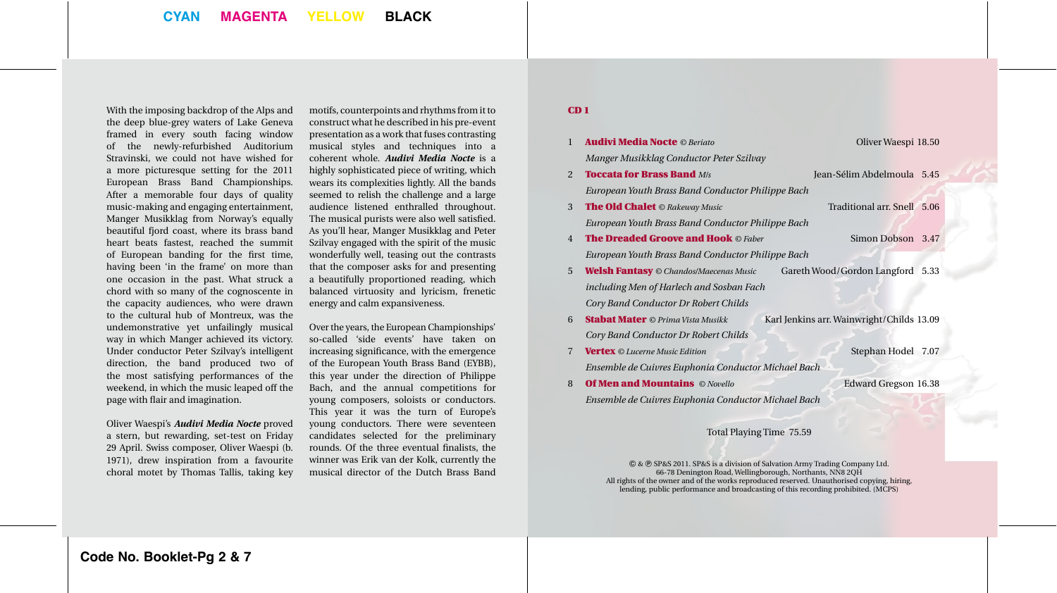With the imposing backdrop of the Alps and the deep blue-grey waters of Lake Geneva framed in every south facing window of the newly-refurbished Auditorium Stravinski, we could not have wished for a more picturesque setting for the 2011 European Brass Band Championships. After a memorable four days of quality music-making and engaging entertainment, Manger Musikklag from Norway's equally beautiful fjord coast, where its brass band heart beats fastest, reached the summit of European banding for the first time, having been 'in the frame' on more than one occasion in the past. What struck a chord with so many of the cognoscente in the capacity audiences, who were drawn to the cultural hub of Montreux, was the undemonstrative yet unfailingly musical way in which Manger achieved its victory. Under conductor Peter Szilvay's intelligent direction, the band produced two of the most satisfying performances of the weekend, in which the music leaped off the page with flair and imagination.

Oliver Waespi's ***Audivi Media Nocte*** proved a stern, but rewarding, set-test on Friday 29 April. Swiss composer, Oliver Waespi (b. 1971), drew inspiration from a favourite choral motet by Thomas Tallis, taking key motifs, counterpoints and rhythms from it to construct what he described in his pre-event presentation as a work that fuses contrasting musical styles and techniques into a coherent whole. ***Audivi Media Nocte*** is a highly sophisticated piece of writing, which wears its complexities lightly. All the bands seemed to relish the challenge and a large audience listened enthralled throughout. The musical purists were also well satisfied. As you'll hear, Manger Musikklag and Peter Szilvay engaged with the spirit of the music wonderfully well, teasing out the contrasts that the composer asks for and presenting a beautifully proportioned reading, which balanced virtuosity and lyricism, frenetic energy and calm expansiveness.

Over the years, the European Championships' so-called 'side events' have taken on increasing significance, with the emergence of the European Youth Brass Band (EYBB), this year under the direction of Philippe Bach, and the annual competitions for young composers, soloists or conductors. This year it was the turn of Europe's young conductors. There were seventeen candidates selected for the preliminary rounds. Of the three eventual finalists, the winner was Erik van der Kolk, currently the musical director of the Dutch Brass Band

**CD 1**

1 **Audivi Media Nocte** *© Beriato* — Oliver Waespi 18.50
*Manger Musikklag Conductor Peter Szilvay*

2 **Toccata for Brass Band** *M/s* — Jean-Sélim Abdelmoula 5.45
*European Youth Brass Band Conductor Philippe Bach*

3 **The Old Chalet** *© Rakeway Music* — Traditional arr. Snell 5.06
*European Youth Brass Band Conductor Philippe Bach*

4 **The Dreaded Groove and Hook** *© Faber* — Simon Dobson 3.47
*European Youth Brass Band Conductor Philippe Bach*

5 **Welsh Fantasy** *© Chandos/Maecenas Music* — Gareth Wood/Gordon Langford 5.33
*including Men of Harlech and Sosban Fach*
*Cory Band Conductor Dr Robert Childs*

6 **Stabat Mater** *© Prima Vista Musikk* — Karl Jenkins arr. Wainwright/Childs 13.09
*Cory Band Conductor Dr Robert Childs*

7 **Vertex** *© Lucerne Music Edition* — Stephan Hodel 7.07
*Ensemble de Cuivres Euphonia Conductor Michael Bach*

8 **Of Men and Mountains** *© Novello* — Edward Gregson 16.38
*Ensemble de Cuivres Euphonia Conductor Michael Bach*

Total Playing Time 75.59

© & ℗ SP&S 2011. SP&S is a division of Salvation Army Trading Company Ltd.
66-78 Denington Road, Wellingborough, Northants, NN8 2QH
All rights of the owner and of the works reproduced reserved. Unauthorised copying, hiring, lending, public performance and broadcasting of this recording prohibited. (MCPS)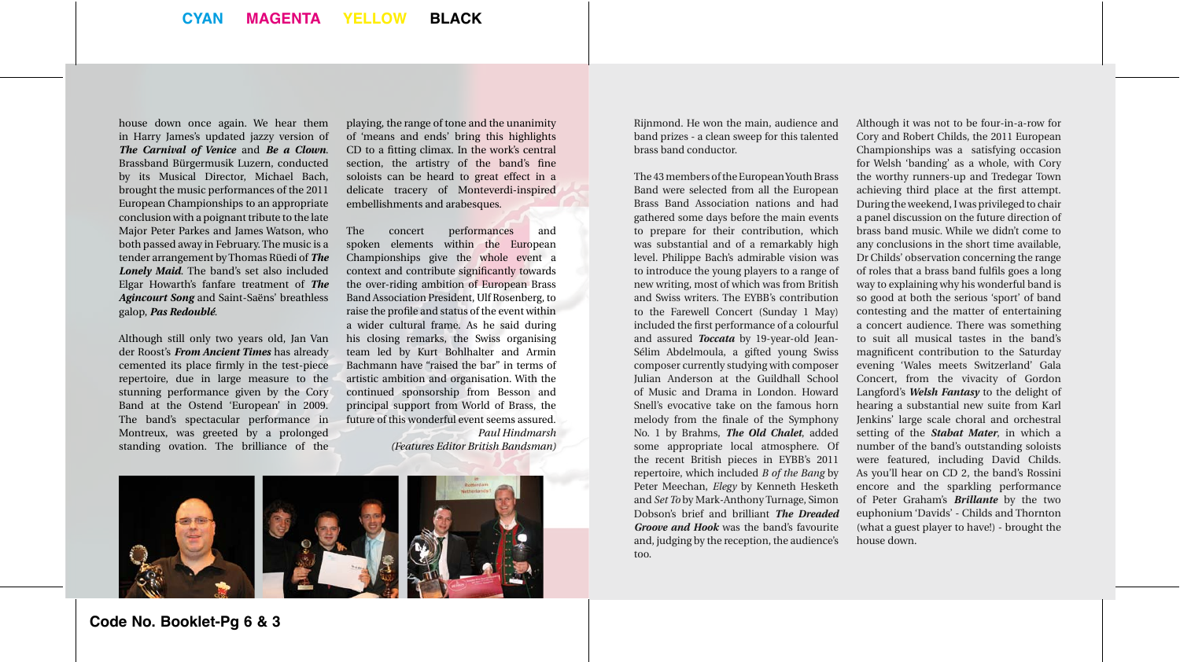house down once again. We hear them in Harry James's updated jazzy version of ***The Carnival of Venice*** and ***Be a Clown***. Brassband Bürgermusik Luzern, conducted by its Musical Director, Michael Bach, brought the music performances of the 2011 European Championships to an appropriate conclusion with a poignant tribute to the late Major Peter Parkes and James Watson, who both passed away in February. The music is a tender arrangement by Thomas Rüedi of ***The Lonely Maid***. The band's set also included Elgar Howarth's fanfare treatment of ***The Agincourt Song*** and Saint-Saëns' breathless galop, ***Pas Redoublé***.

Although still only two years old, Jan Van der Roost's ***From Ancient Times*** has already cemented its place firmly in the test-piece repertoire, due in large measure to the stunning performance given by the Cory Band at the Ostend 'European' in 2009. The band's spectacular performance in Montreux, was greeted by a prolonged standing ovation. The brilliance of the playing, the range of tone and the unanimity of 'means and ends' bring this highlights CD to a fitting climax. In the work's central section, the artistry of the band's fine soloists can be heard to great effect in a delicate tracery of Monteverdi-inspired embellishments and arabesques.

The concert performances and spoken elements within the European Championships give the whole event a context and contribute significantly towards the over-riding ambition of European Brass Band Association President, Ulf Rosenberg, to raise the profile and status of the event within a wider cultural frame. As he said during his closing remarks, the Swiss organising team led by Kurt Bohlhalter and Armin Bachmann have "raised the bar" in terms of artistic ambition and organisation. With the continued sponsorship from Besson and principal support from World of Brass, the future of this wonderful event seems assured.

*Paul Hindmarsh*
*(Features Editor British Bandsman)*

Rijnmond. He won the main, audience and band prizes - a clean sweep for this talented brass band conductor.

The 43 members of the European Youth Brass Band were selected from all the European Brass Band Association nations and had gathered some days before the main events to prepare for their contribution, which was substantial and of a remarkably high level. Philippe Bach's admirable vision was to introduce the young players to a range of new writing, most of which was from British and Swiss writers. The EYBB's contribution to the Farewell Concert (Sunday 1 May) included the first performance of a colourful and assured ***Toccata*** by 19-year-old Jean-Sélim Abdelmoula, a gifted young Swiss composer currently studying with composer Julian Anderson at the Guildhall School of Music and Drama in London. Howard Snell's evocative take on the famous horn melody from the finale of the Symphony No. 1 by Brahms, ***The Old Chalet***, added some appropriate local atmosphere. Of the recent British pieces in EYBB's 2011 repertoire, which included *B of the Bang* by Peter Meechan, *Elegy* by Kenneth Hesketh and *Set To* by Mark-Anthony Turnage, Simon Dobson's brief and brilliant ***The Dreaded Groove and Hook*** was the band's favourite and, judging by the reception, the audience's too.

Although it was not to be four-in-a-row for Cory and Robert Childs, the 2011 European Championships was a satisfying occasion for Welsh 'banding' as a whole, with Cory the worthy runners-up and Tredegar Town achieving third place at the first attempt. During the weekend, I was privileged to chair a panel discussion on the future direction of brass band music. While we didn't come to any conclusions in the short time available, Dr Childs' observation concerning the range of roles that a brass band fulfils goes a long way to explaining why his wonderful band is so good at both the serious 'sport' of band contesting and the matter of entertaining a concert audience. There was something to suit all musical tastes in the band's magnificent contribution to the Saturday evening 'Wales meets Switzerland' Gala Concert, from the vivacity of Gordon Langford's ***Welsh Fantasy*** to the delight of hearing a substantial new suite from Karl Jenkins' large scale choral and orchestral setting of the ***Stabat Mater***, in which a number of the band's outstanding soloists were featured, including David Childs. As you'll hear on CD 2, the band's Rossini encore and the sparkling performance of Peter Graham's ***Brillante*** by the two euphonium 'Davids' - Childs and Thornton (what a guest player to have!) - brought the house down.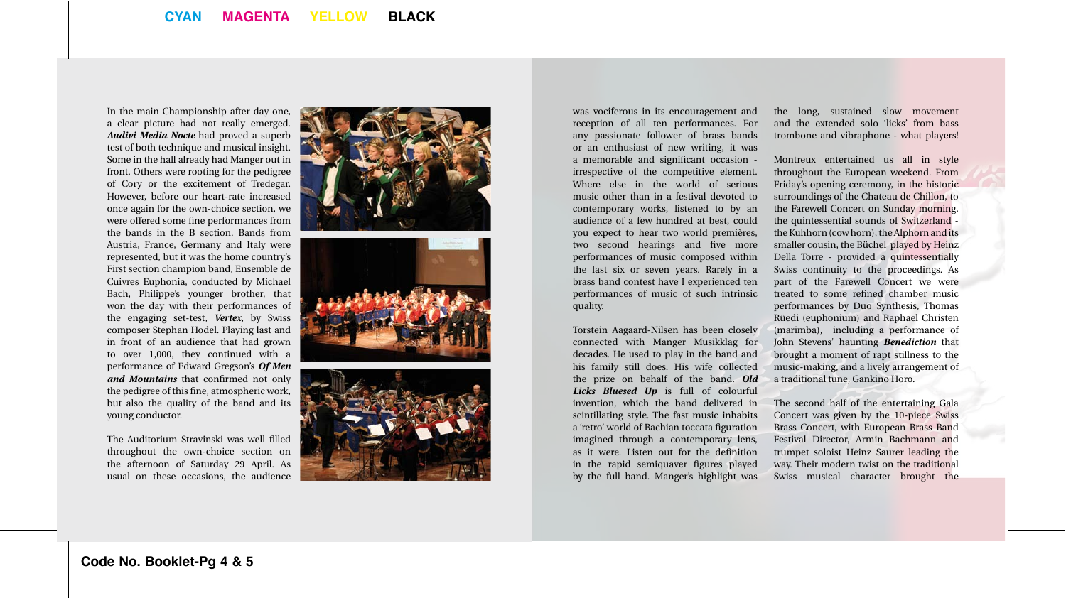In the main Championship after day one, a clear picture had not really emerged. ***Audivi Media Nocte*** had proved a superb test of both technique and musical insight. Some in the hall already had Manger out in front. Others were rooting for the pedigree of Cory or the excitement of Tredegar. However, before our heart-rate increased once again for the own-choice section, we were offered some fine performances from the bands in the B section. Bands from Austria, France, Germany and Italy were represented, but it was the home country's First section champion band, Ensemble de Cuivres Euphonia, conducted by Michael Bach, Philippe's younger brother, that won the day with their performances of the engaging set-test, ***Vertex***, by Swiss composer Stephan Hodel. Playing last and in front of an audience that had grown to over 1,000, they continued with a performance of Edward Gregson's ***Of Men and Mountains*** that confirmed not only the pedigree of this fine, atmospheric work, but also the quality of the band and its young conductor.

The Auditorium Stravinski was well filled throughout the own-choice section on the afternoon of Saturday 29 April. As usual on these occasions, the audience was vociferous in its encouragement and reception of all ten performances. For any passionate follower of brass bands or an enthusiast of new writing, it was a memorable and significant occasion - irrespective of the competitive element. Where else in the world of serious music other than in a festival devoted to contemporary works, listened to by an audience of a few hundred at best, could you expect to hear two world premières, two second hearings and five more performances of music composed within the last six or seven years. Rarely in a brass band contest have I experienced ten performances of music of such intrinsic quality.

Torstein Aagaard-Nilsen has been closely connected with Manger Musikklag for decades. He used to play in the band and his family still does. His wife collected the prize on behalf of the band. ***Old Licks Bluesed Up*** is full of colourful invention, which the band delivered in scintillating style. The fast music inhabits a 'retro' world of Bachian toccata figuration imagined through a contemporary lens, as it were. Listen out for the definition in the rapid semiquaver figures played by the full band. Manger's highlight was the long, sustained slow movement and the extended solo 'licks' from bass trombone and vibraphone - what players!

Montreux entertained us all in style throughout the European weekend. From Friday's opening ceremony, in the historic surroundings of the Chateau de Chillon, to the Farewell Concert on Sunday morning, the quintessential sounds of Switzerland - the Kuhhorn (cow horn), the Alphorn and its smaller cousin, the Büchel played by Heinz Della Torre - provided a quintessentially Swiss continuity to the proceedings. As part of the Farewell Concert we were treated to some refined chamber music performances by Duo Synthesis, Thomas Rüedi (euphonium) and Raphael Christen (marimba), including a performance of John Stevens' haunting ***Benediction*** that brought a moment of rapt stillness to the music-making, and a lively arrangement of a traditional tune, Gankino Horo.

The second half of the entertaining Gala Concert was given by the 10-piece Swiss Brass Concert, with European Brass Band Festival Director, Armin Bachmann and trumpet soloist Heinz Saurer leading the way. Their modern twist on the traditional Swiss musical character brought the